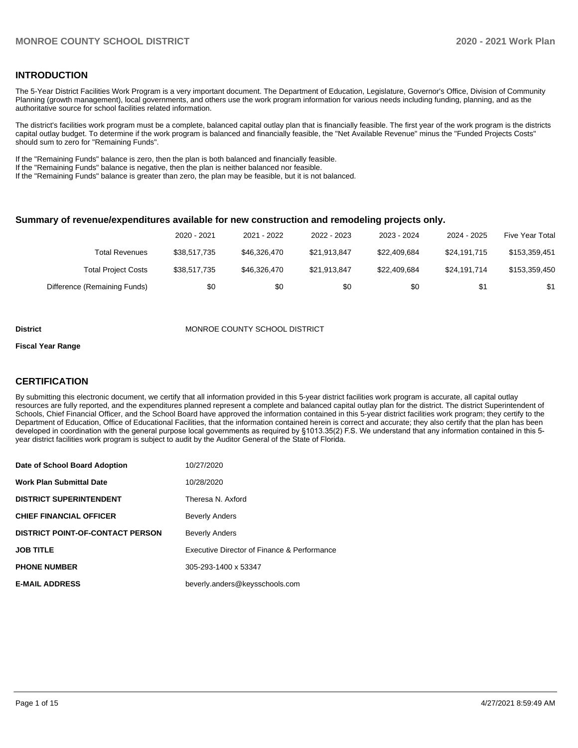## INTRODUCTION

The 5-Year District Facilities Work Program is a very important document. The Department of Education, Legislature, Governor's Office, Division of Community Planning (growth management), local governments, and others use the work program information for various needs including funding, planning, and as the authoritative source for school facilities related information.

The district's facilities work program must be a complete, balanced capital outlay plan that is financially feasible. The first year of the work program is the districts capital outlay budget. To determine if the work program is balanced and financially feasible, the "Net Available Revenue" minus the "Funded Projects Costs" should sum to zero for "Remaining Funds".

If the "Remaining Funds" balance is zero, then the plan is both balanced and financially feasible.
If the "Remaining Funds" balance is negative, then the plan is neither balanced nor feasible.
If the "Remaining Funds" balance is greater than zero, the plan may be feasible, but it is not balanced.

### Summary of revenue/expenditures available for new construction and remodeling projects only.

| | 2020 - 2021 | 2021 - 2022 | 2022 - 2023 | 2023 - 2024 | 2024 - 2025 | Five Year Total |
|---|---|---|---|---|---|---|
| Total Revenues | $38,517,735 | $46,326,470 | $21,913,847 | $22,409,684 | $24,191,715 | $153,359,451 |
| Total Project Costs | $38,517,735 | $46,326,470 | $21,913,847 | $22,409,684 | $24,191,714 | $153,359,450 |
| Difference (Remaining Funds) | $0 | $0 | $0 | $0 | $1 | $1 |

**District** MONROE COUNTY SCHOOL DISTRICT

**Fiscal Year Range**

## CERTIFICATION

By submitting this electronic document, we certify that all information provided in this 5-year district facilities work program is accurate, all capital outlay resources are fully reported, and the expenditures planned represent a complete and balanced capital outlay plan for the district. The district Superintendent of Schools, Chief Financial Officer, and the School Board have approved the information contained in this 5-year district facilities work program; they certify to the Department of Education, Office of Educational Facilities, that the information contained herein is correct and accurate; they also certify that the plan has been developed in coordination with the general purpose local governments as required by §1013.35(2) F.S. We understand that any information contained in this 5-year district facilities work program is subject to audit by the Auditor General of the State of Florida.

| | |
|---|---|
| **Date of School Board Adoption** | 10/27/2020 |
| **Work Plan Submittal Date** | 10/28/2020 |
| **DISTRICT SUPERINTENDENT** | Theresa N. Axford |
| **CHIEF FINANCIAL OFFICER** | Beverly Anders |
| **DISTRICT POINT-OF-CONTACT PERSON** | Beverly Anders |
| **JOB TITLE** | Executive Director of Finance & Performance |
| **PHONE NUMBER** | 305-293-1400 x 53347 |
| **E-MAIL ADDRESS** | beverly.anders@keysschools.com |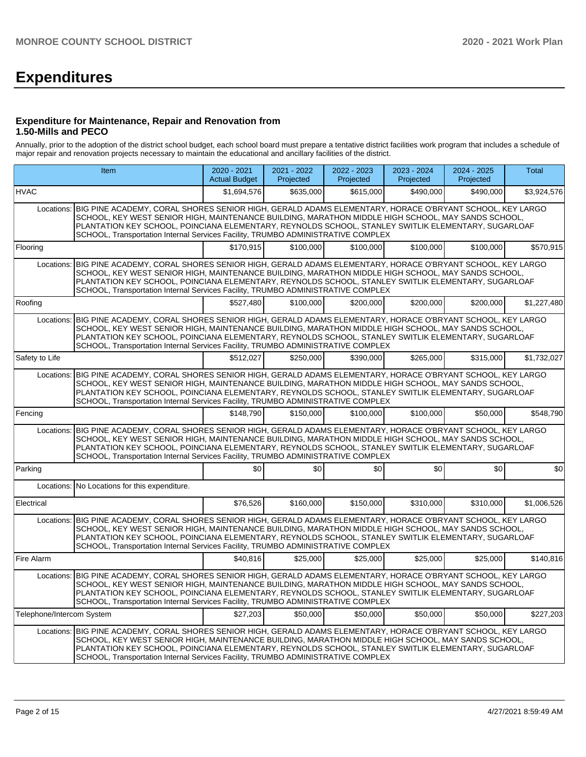# Expenditures

### Expenditure for Maintenance, Repair and Renovation from 1.50-Mills and PECO

Annually, prior to the adoption of the district school budget, each school board must prepare a tentative district facilities work program that includes a schedule of major repair and renovation projects necessary to maintain the educational and ancillary facilities of the district.

| Item | | 2020 - 2021 Actual Budget | 2021 - 2022 Projected | 2022 - 2023 Projected | 2023 - 2024 Projected | 2024 - 2025 Projected | Total |
|---|---|---|---|---|---|---|---|
| HVAC | | $1,694,576 | $635,000 | $615,000 | $490,000 | $490,000 | $3,924,576 |
| Locations: | BIG PINE ACADEMY, CORAL SHORES SENIOR HIGH, GERALD ADAMS ELEMENTARY, HORACE O'BRYANT SCHOOL, KEY LARGO SCHOOL, KEY WEST SENIOR HIGH, MAINTENANCE BUILDING, MARATHON MIDDLE HIGH SCHOOL, MAY SANDS SCHOOL, PLANTATION KEY SCHOOL, POINCIANA ELEMENTARY, REYNOLDS SCHOOL, STANLEY SWITLIK ELEMENTARY, SUGARLOAF SCHOOL, Transportation Internal Services Facility, TRUMBO ADMINISTRATIVE COMPLEX | | | | | | |
| Flooring | | $170,915 | $100,000 | $100,000 | $100,000 | $100,000 | $570,915 |
| Locations: | BIG PINE ACADEMY, CORAL SHORES SENIOR HIGH, GERALD ADAMS ELEMENTARY, HORACE O'BRYANT SCHOOL, KEY LARGO SCHOOL, KEY WEST SENIOR HIGH, MAINTENANCE BUILDING, MARATHON MIDDLE HIGH SCHOOL, MAY SANDS SCHOOL, PLANTATION KEY SCHOOL, POINCIANA ELEMENTARY, REYNOLDS SCHOOL, STANLEY SWITLIK ELEMENTARY, SUGARLOAF SCHOOL, Transportation Internal Services Facility, TRUMBO ADMINISTRATIVE COMPLEX | | | | | | |
| Roofing | | $527,480 | $100,000 | $200,000 | $200,000 | $200,000 | $1,227,480 |
| Locations: | BIG PINE ACADEMY, CORAL SHORES SENIOR HIGH, GERALD ADAMS ELEMENTARY, HORACE O'BRYANT SCHOOL, KEY LARGO SCHOOL, KEY WEST SENIOR HIGH, MAINTENANCE BUILDING, MARATHON MIDDLE HIGH SCHOOL, MAY SANDS SCHOOL, PLANTATION KEY SCHOOL, POINCIANA ELEMENTARY, REYNOLDS SCHOOL, STANLEY SWITLIK ELEMENTARY, SUGARLOAF SCHOOL, Transportation Internal Services Facility, TRUMBO ADMINISTRATIVE COMPLEX | | | | | | |
| Safety to Life | | $512,027 | $250,000 | $390,000 | $265,000 | $315,000 | $1,732,027 |
| Locations: | BIG PINE ACADEMY, CORAL SHORES SENIOR HIGH, GERALD ADAMS ELEMENTARY, HORACE O'BRYANT SCHOOL, KEY LARGO SCHOOL, KEY WEST SENIOR HIGH, MAINTENANCE BUILDING, MARATHON MIDDLE HIGH SCHOOL, MAY SANDS SCHOOL, PLANTATION KEY SCHOOL, POINCIANA ELEMENTARY, REYNOLDS SCHOOL, STANLEY SWITLIK ELEMENTARY, SUGARLOAF SCHOOL, Transportation Internal Services Facility, TRUMBO ADMINISTRATIVE COMPLEX | | | | | | |
| Fencing | | $148,790 | $150,000 | $100,000 | $100,000 | $50,000 | $548,790 |
| Locations: | BIG PINE ACADEMY, CORAL SHORES SENIOR HIGH, GERALD ADAMS ELEMENTARY, HORACE O'BRYANT SCHOOL, KEY LARGO SCHOOL, KEY WEST SENIOR HIGH, MAINTENANCE BUILDING, MARATHON MIDDLE HIGH SCHOOL, MAY SANDS SCHOOL, PLANTATION KEY SCHOOL, POINCIANA ELEMENTARY, REYNOLDS SCHOOL, STANLEY SWITLIK ELEMENTARY, SUGARLOAF SCHOOL, Transportation Internal Services Facility, TRUMBO ADMINISTRATIVE COMPLEX | | | | | | |
| Parking | | $0 | $0 | $0 | $0 | $0 | $0 |
| Locations: | No Locations for this expenditure. | | | | | | |
| Electrical | | $76,526 | $160,000 | $150,000 | $310,000 | $310,000 | $1,006,526 |
| Locations: | BIG PINE ACADEMY, CORAL SHORES SENIOR HIGH, GERALD ADAMS ELEMENTARY, HORACE O'BRYANT SCHOOL, KEY LARGO SCHOOL, KEY WEST SENIOR HIGH, MAINTENANCE BUILDING, MARATHON MIDDLE HIGH SCHOOL, MAY SANDS SCHOOL, PLANTATION KEY SCHOOL, POINCIANA ELEMENTARY, REYNOLDS SCHOOL, STANLEY SWITLIK ELEMENTARY, SUGARLOAF SCHOOL, Transportation Internal Services Facility, TRUMBO ADMINISTRATIVE COMPLEX | | | | | | |
| Fire Alarm | | $40,816 | $25,000 | $25,000 | $25,000 | $25,000 | $140,816 |
| Locations: | BIG PINE ACADEMY, CORAL SHORES SENIOR HIGH, GERALD ADAMS ELEMENTARY, HORACE O'BRYANT SCHOOL, KEY LARGO SCHOOL, KEY WEST SENIOR HIGH, MAINTENANCE BUILDING, MARATHON MIDDLE HIGH SCHOOL, MAY SANDS SCHOOL, PLANTATION KEY SCHOOL, POINCIANA ELEMENTARY, REYNOLDS SCHOOL, STANLEY SWITLIK ELEMENTARY, SUGARLOAF SCHOOL, Transportation Internal Services Facility, TRUMBO ADMINISTRATIVE COMPLEX | | | | | | |
| Telephone/Intercom System | | $27,203 | $50,000 | $50,000 | $50,000 | $50,000 | $227,203 |
| Locations: | BIG PINE ACADEMY, CORAL SHORES SENIOR HIGH, GERALD ADAMS ELEMENTARY, HORACE O'BRYANT SCHOOL, KEY LARGO SCHOOL, KEY WEST SENIOR HIGH, MAINTENANCE BUILDING, MARATHON MIDDLE HIGH SCHOOL, MAY SANDS SCHOOL, PLANTATION KEY SCHOOL, POINCIANA ELEMENTARY, REYNOLDS SCHOOL, STANLEY SWITLIK ELEMENTARY, SUGARLOAF SCHOOL, Transportation Internal Services Facility, TRUMBO ADMINISTRATIVE COMPLEX | | | | | | |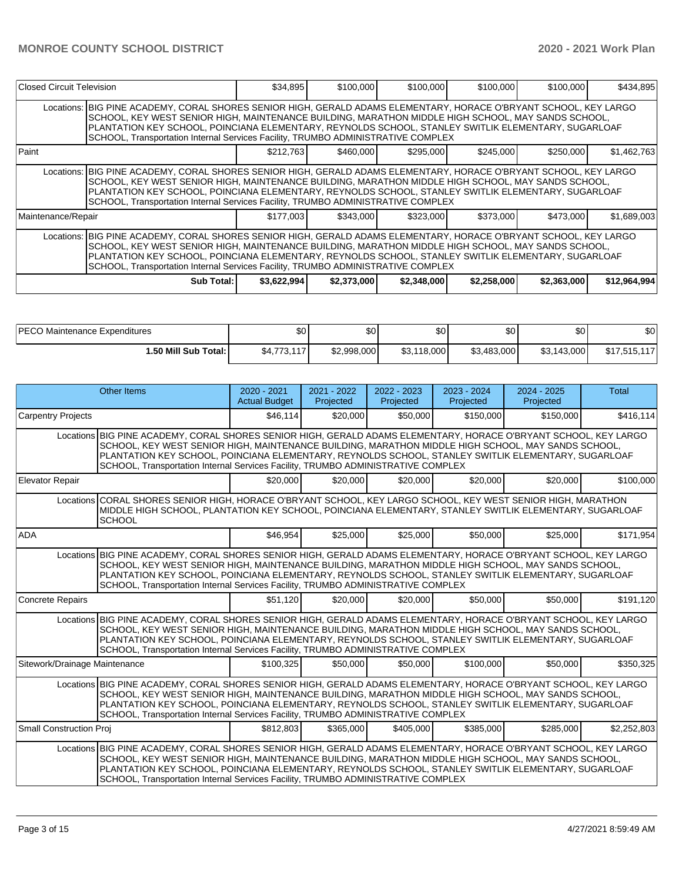| | | | | | | |
|---|---|---|---|---|---|---|
| Closed Circuit Television | | $34,895 | $100,000 | $100,000 | $100,000 | $100,000 | $434,895 |
| Locations: | BIG PINE ACADEMY, CORAL SHORES SENIOR HIGH, GERALD ADAMS ELEMENTARY, HORACE O'BRYANT SCHOOL, KEY LARGO SCHOOL, KEY WEST SENIOR HIGH, MAINTENANCE BUILDING, MARATHON MIDDLE HIGH SCHOOL, MAY SANDS SCHOOL, PLANTATION KEY SCHOOL, POINCIANA ELEMENTARY, REYNOLDS SCHOOL, STANLEY SWITLIK ELEMENTARY, SUGARLOAF SCHOOL, Transportation Internal Services Facility, TRUMBO ADMINISTRATIVE COMPLEX | | | | | | |
| Paint | | $212,763 | $460,000 | $295,000 | $245,000 | $250,000 | $1,462,763 |
| Locations: | BIG PINE ACADEMY, CORAL SHORES SENIOR HIGH, GERALD ADAMS ELEMENTARY, HORACE O'BRYANT SCHOOL, KEY LARGO SCHOOL, KEY WEST SENIOR HIGH, MAINTENANCE BUILDING, MARATHON MIDDLE HIGH SCHOOL, MAY SANDS SCHOOL, PLANTATION KEY SCHOOL, POINCIANA ELEMENTARY, REYNOLDS SCHOOL, STANLEY SWITLIK ELEMENTARY, SUGARLOAF SCHOOL, Transportation Internal Services Facility, TRUMBO ADMINISTRATIVE COMPLEX | | | | | | |
| Maintenance/Repair | | $177,003 | $343,000 | $323,000 | $373,000 | $473,000 | $1,689,003 |
| Locations: | BIG PINE ACADEMY, CORAL SHORES SENIOR HIGH, GERALD ADAMS ELEMENTARY, HORACE O'BRYANT SCHOOL, KEY LARGO SCHOOL, KEY WEST SENIOR HIGH, MAINTENANCE BUILDING, MARATHON MIDDLE HIGH SCHOOL, MAY SANDS SCHOOL, PLANTATION KEY SCHOOL, POINCIANA ELEMENTARY, REYNOLDS SCHOOL, STANLEY SWITLIK ELEMENTARY, SUGARLOAF SCHOOL, Transportation Internal Services Facility, TRUMBO ADMINISTRATIVE COMPLEX | | | | | | |
| | **Sub Total:** | **$3,622,994** | **$2,373,000** | **$2,348,000** | **$2,258,000** | **$2,363,000** | **$12,964,994** |

| | | | | | | |
|---|---|---|---|---|---|---|
| PECO Maintenance Expenditures | $0 | $0 | $0 | $0 | $0 | $0 |
| **1.50 Mill Sub Total:** | $4,773,117 | $2,998,000 | $3,118,000 | $3,483,000 | $3,143,000 | $17,515,117 |

| Other Items | | 2020 - 2021 Actual Budget | 2021 - 2022 Projected | 2022 - 2023 Projected | 2023 - 2024 Projected | 2024 - 2025 Projected | Total |
|---|---|---|---|---|---|---|---|
| Carpentry Projects | | $46,114 | $20,000 | $50,000 | $150,000 | $150,000 | $416,114 |
| Locations | BIG PINE ACADEMY, CORAL SHORES SENIOR HIGH, GERALD ADAMS ELEMENTARY, HORACE O'BRYANT SCHOOL, KEY LARGO SCHOOL, KEY WEST SENIOR HIGH, MAINTENANCE BUILDING, MARATHON MIDDLE HIGH SCHOOL, MAY SANDS SCHOOL, PLANTATION KEY SCHOOL, POINCIANA ELEMENTARY, REYNOLDS SCHOOL, STANLEY SWITLIK ELEMENTARY, SUGARLOAF SCHOOL, Transportation Internal Services Facility, TRUMBO ADMINISTRATIVE COMPLEX | | | | | | |
| Elevator Repair | | $20,000 | $20,000 | $20,000 | $20,000 | $20,000 | $100,000 |
| Locations | CORAL SHORES SENIOR HIGH, HORACE O'BRYANT SCHOOL, KEY LARGO SCHOOL, KEY WEST SENIOR HIGH, MARATHON MIDDLE HIGH SCHOOL, PLANTATION KEY SCHOOL, POINCIANA ELEMENTARY, STANLEY SWITLIK ELEMENTARY, SUGARLOAF SCHOOL | | | | | | |
| ADA | | $46,954 | $25,000 | $25,000 | $50,000 | $25,000 | $171,954 |
| Locations | BIG PINE ACADEMY, CORAL SHORES SENIOR HIGH, GERALD ADAMS ELEMENTARY, HORACE O'BRYANT SCHOOL, KEY LARGO SCHOOL, KEY WEST SENIOR HIGH, MAINTENANCE BUILDING, MARATHON MIDDLE HIGH SCHOOL, MAY SANDS SCHOOL, PLANTATION KEY SCHOOL, POINCIANA ELEMENTARY, REYNOLDS SCHOOL, STANLEY SWITLIK ELEMENTARY, SUGARLOAF SCHOOL, Transportation Internal Services Facility, TRUMBO ADMINISTRATIVE COMPLEX | | | | | | |
| Concrete Repairs | | $51,120 | $20,000 | $20,000 | $50,000 | $50,000 | $191,120 |
| Locations | BIG PINE ACADEMY, CORAL SHORES SENIOR HIGH, GERALD ADAMS ELEMENTARY, HORACE O'BRYANT SCHOOL, KEY LARGO SCHOOL, KEY WEST SENIOR HIGH, MAINTENANCE BUILDING, MARATHON MIDDLE HIGH SCHOOL, MAY SANDS SCHOOL, PLANTATION KEY SCHOOL, POINCIANA ELEMENTARY, REYNOLDS SCHOOL, STANLEY SWITLIK ELEMENTARY, SUGARLOAF SCHOOL, Transportation Internal Services Facility, TRUMBO ADMINISTRATIVE COMPLEX | | | | | | |
| Sitework/Drainage Maintenance | | $100,325 | $50,000 | $50,000 | $100,000 | $50,000 | $350,325 |
| Locations | BIG PINE ACADEMY, CORAL SHORES SENIOR HIGH, GERALD ADAMS ELEMENTARY, HORACE O'BRYANT SCHOOL, KEY LARGO SCHOOL, KEY WEST SENIOR HIGH, MAINTENANCE BUILDING, MARATHON MIDDLE HIGH SCHOOL, MAY SANDS SCHOOL, PLANTATION KEY SCHOOL, POINCIANA ELEMENTARY, REYNOLDS SCHOOL, STANLEY SWITLIK ELEMENTARY, SUGARLOAF SCHOOL, Transportation Internal Services Facility, TRUMBO ADMINISTRATIVE COMPLEX | | | | | | |
| Small Construction Proj | | $812,803 | $365,000 | $405,000 | $385,000 | $285,000 | $2,252,803 |
| Locations | BIG PINE ACADEMY, CORAL SHORES SENIOR HIGH, GERALD ADAMS ELEMENTARY, HORACE O'BRYANT SCHOOL, KEY LARGO SCHOOL, KEY WEST SENIOR HIGH, MAINTENANCE BUILDING, MARATHON MIDDLE HIGH SCHOOL, MAY SANDS SCHOOL, PLANTATION KEY SCHOOL, POINCIANA ELEMENTARY, REYNOLDS SCHOOL, STANLEY SWITLIK ELEMENTARY, SUGARLOAF SCHOOL, Transportation Internal Services Facility, TRUMBO ADMINISTRATIVE COMPLEX | | | | | | |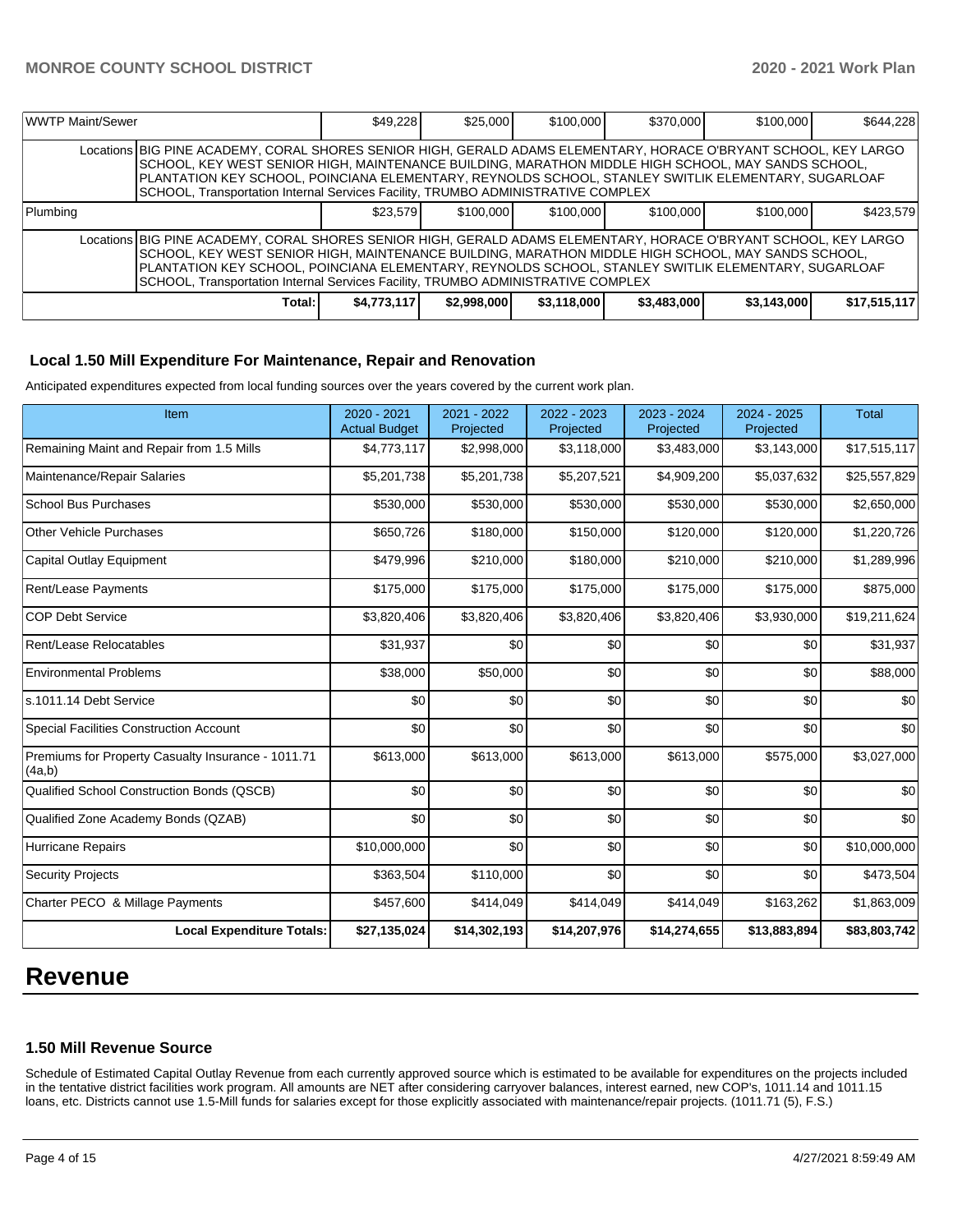| WWTP Maint/Sewer | | $49,228 | $25,000 | $100,000 | $370,000 | $100,000 | $644,228 |
|---|---|---|---|---|---|---|---|
| | Locations | BIG PINE ACADEMY, CORAL SHORES SENIOR HIGH, GERALD ADAMS ELEMENTARY, HORACE O'BRYANT SCHOOL, KEY LARGO SCHOOL, KEY WEST SENIOR HIGH, MAINTENANCE BUILDING, MARATHON MIDDLE HIGH SCHOOL, MAY SANDS SCHOOL, PLANTATION KEY SCHOOL, POINCIANA ELEMENTARY, REYNOLDS SCHOOL, STANLEY SWITLIK ELEMENTARY, SUGARLOAF SCHOOL, Transportation Internal Services Facility, TRUMBO ADMINISTRATIVE COMPLEX | | | | | |
| Plumbing | | $23,579 | $100,000 | $100,000 | $100,000 | $100,000 | $423,579 |
| | Locations | BIG PINE ACADEMY, CORAL SHORES SENIOR HIGH, GERALD ADAMS ELEMENTARY, HORACE O'BRYANT SCHOOL, KEY LARGO SCHOOL, KEY WEST SENIOR HIGH, MAINTENANCE BUILDING, MARATHON MIDDLE HIGH SCHOOL, MAY SANDS SCHOOL, PLANTATION KEY SCHOOL, POINCIANA ELEMENTARY, REYNOLDS SCHOOL, STANLEY SWITLIK ELEMENTARY, SUGARLOAF SCHOOL, Transportation Internal Services Facility, TRUMBO ADMINISTRATIVE COMPLEX | | | | | |
| | Total: | $4,773,117 | $2,998,000 | $3,118,000 | $3,483,000 | $3,143,000 | $17,515,117 |

### Local 1.50 Mill Expenditure For Maintenance, Repair and Renovation

Anticipated expenditures expected from local funding sources over the years covered by the current work plan.

| Item | 2020 - 2021 Actual Budget | 2021 - 2022 Projected | 2022 - 2023 Projected | 2023 - 2024 Projected | 2024 - 2025 Projected | Total |
|---|---|---|---|---|---|---|
| Remaining Maint and Repair from 1.5 Mills | $4,773,117 | $2,998,000 | $3,118,000 | $3,483,000 | $3,143,000 | $17,515,117 |
| Maintenance/Repair Salaries | $5,201,738 | $5,201,738 | $5,207,521 | $4,909,200 | $5,037,632 | $25,557,829 |
| School Bus Purchases | $530,000 | $530,000 | $530,000 | $530,000 | $530,000 | $2,650,000 |
| Other Vehicle Purchases | $650,726 | $180,000 | $150,000 | $120,000 | $120,000 | $1,220,726 |
| Capital Outlay Equipment | $479,996 | $210,000 | $180,000 | $210,000 | $210,000 | $1,289,996 |
| Rent/Lease Payments | $175,000 | $175,000 | $175,000 | $175,000 | $175,000 | $875,000 |
| COP Debt Service | $3,820,406 | $3,820,406 | $3,820,406 | $3,820,406 | $3,930,000 | $19,211,624 |
| Rent/Lease Relocatables | $31,937 | $0 | $0 | $0 | $0 | $31,937 |
| Environmental Problems | $38,000 | $50,000 | $0 | $0 | $0 | $88,000 |
| s.1011.14 Debt Service | $0 | $0 | $0 | $0 | $0 | $0 |
| Special Facilities Construction Account | $0 | $0 | $0 | $0 | $0 | $0 |
| Premiums for Property Casualty Insurance - 1011.71 (4a,b) | $613,000 | $613,000 | $613,000 | $613,000 | $575,000 | $3,027,000 |
| Qualified School Construction Bonds (QSCB) | $0 | $0 | $0 | $0 | $0 | $0 |
| Qualified Zone Academy Bonds (QZAB) | $0 | $0 | $0 | $0 | $0 | $0 |
| Hurricane Repairs | $10,000,000 | $0 | $0 | $0 | $0 | $10,000,000 |
| Security Projects | $363,504 | $110,000 | $0 | $0 | $0 | $473,504 |
| Charter PECO & Millage Payments | $457,600 | $414,049 | $414,049 | $414,049 | $163,262 | $1,863,009 |
| **Local Expenditure Totals:** | **$27,135,024** | **$14,302,193** | **$14,207,976** | **$14,274,655** | **$13,883,894** | **$83,803,742** |

# Revenue

### 1.50 Mill Revenue Source

Schedule of Estimated Capital Outlay Revenue from each currently approved source which is estimated to be available for expenditures on the projects included in the tentative district facilities work program. All amounts are NET after considering carryover balances, interest earned, new COP's, 1011.14 and 1011.15 loans, etc. Districts cannot use 1.5-Mill funds for salaries except for those explicitly associated with maintenance/repair projects. (1011.71 (5), F.S.)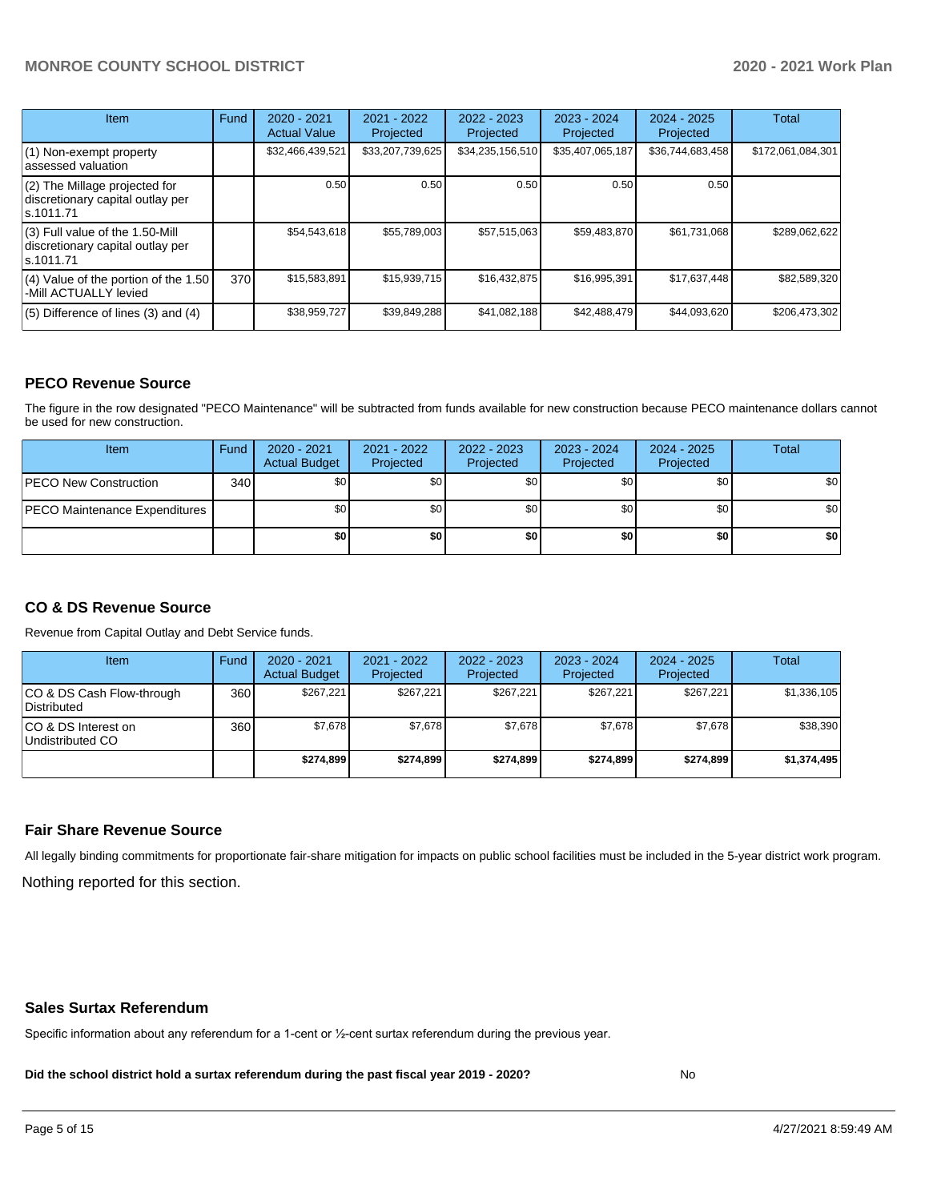| Item | Fund | 2020 - 2021 Actual Value | 2021 - 2022 Projected | 2022 - 2023 Projected | 2023 - 2024 Projected | 2024 - 2025 Projected | Total |
|---|---|---|---|---|---|---|---|
| (1) Non-exempt property assessed valuation | | $32,466,439,521 | $33,207,739,625 | $34,235,156,510 | $35,407,065,187 | $36,744,683,458 | $172,061,084,301 |
| (2) The Millage projected for discretionary capital outlay per s.1011.71 | | 0.50 | 0.50 | 0.50 | 0.50 | 0.50 | |
| (3) Full value of the 1.50-Mill discretionary capital outlay per s.1011.71 | | $54,543,618 | $55,789,003 | $57,515,063 | $59,483,870 | $61,731,068 | $289,062,622 |
| (4) Value of the portion of the 1.50 -Mill ACTUALLY levied | 370 | $15,583,891 | $15,939,715 | $16,432,875 | $16,995,391 | $17,637,448 | $82,589,320 |
| (5) Difference of lines (3) and (4) | | $38,959,727 | $39,849,288 | $41,082,188 | $42,488,479 | $44,093,620 | $206,473,302 |

## PECO Revenue Source

The figure in the row designated "PECO Maintenance" will be subtracted from funds available for new construction because PECO maintenance dollars cannot be used for new construction.

| Item | Fund | 2020 - 2021 Actual Budget | 2021 - 2022 Projected | 2022 - 2023 Projected | 2023 - 2024 Projected | 2024 - 2025 Projected | Total |
|---|---|---|---|---|---|---|---|
| PECO New Construction | 340 | $0 | $0 | $0 | $0 | $0 | $0 |
| PECO Maintenance Expenditures | | $0 | $0 | $0 | $0 | $0 | $0 |
| | | **$0** | **$0** | **$0** | **$0** | **$0** | **$0** |

## CO & DS Revenue Source

Revenue from Capital Outlay and Debt Service funds.

| Item | Fund | 2020 - 2021 Actual Budget | 2021 - 2022 Projected | 2022 - 2023 Projected | 2023 - 2024 Projected | 2024 - 2025 Projected | Total |
|---|---|---|---|---|---|---|---|
| CO & DS Cash Flow-through Distributed | 360 | $267,221 | $267,221 | $267,221 | $267,221 | $267,221 | $1,336,105 |
| CO & DS Interest on Undistributed CO | 360 | $7,678 | $7,678 | $7,678 | $7,678 | $7,678 | $38,390 |
| | | **$274,899** | **$274,899** | **$274,899** | **$274,899** | **$274,899** | **$1,374,495** |

## Fair Share Revenue Source

All legally binding commitments for proportionate fair-share mitigation for impacts on public school facilities must be included in the 5-year district work program.

Nothing reported for this section.

## Sales Surtax Referendum

Specific information about any referendum for a 1-cent or ½-cent surtax referendum during the previous year.

**Did the school district hold a surtax referendum during the past fiscal year 2019 - 2020?** No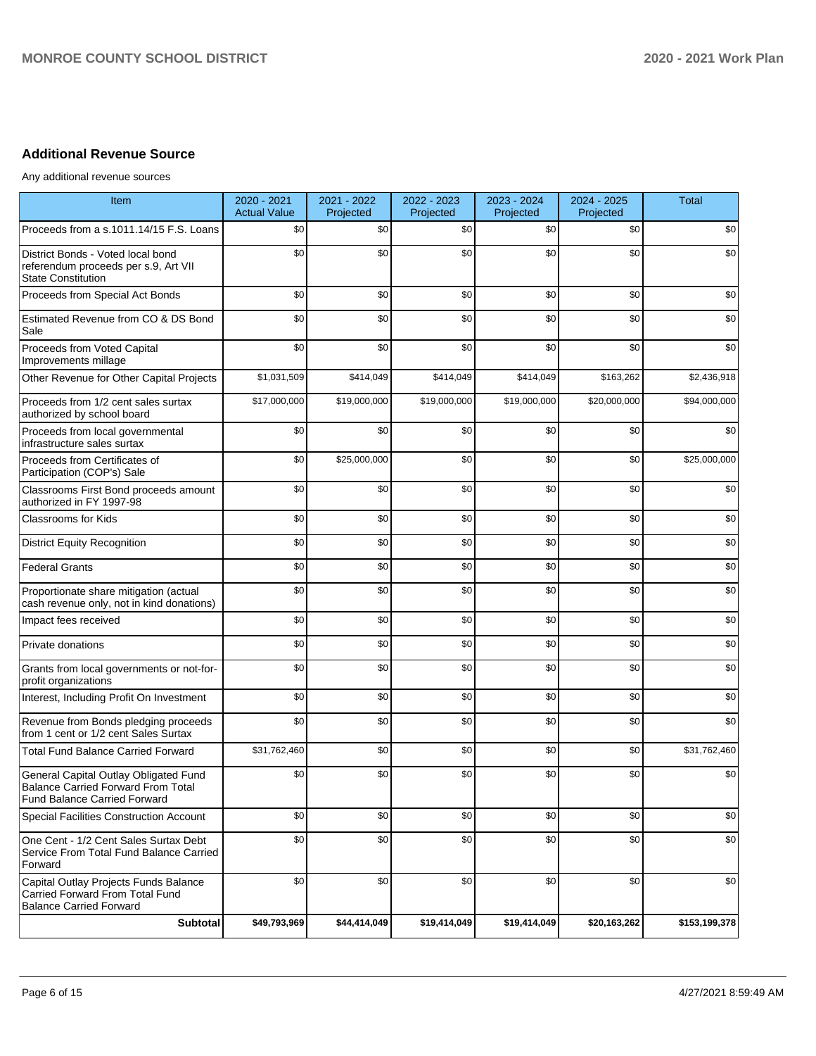## Additional Revenue Source

Any additional revenue sources

| Item | 2020 - 2021 Actual Value | 2021 - 2022 Projected | 2022 - 2023 Projected | 2023 - 2024 Projected | 2024 - 2025 Projected | Total |
|---|---|---|---|---|---|---|
| Proceeds from a s.1011.14/15 F.S. Loans | $0 | $0 | $0 | $0 | $0 | $0 |
| District Bonds - Voted local bond referendum proceeds per s.9, Art VII State Constitution | $0 | $0 | $0 | $0 | $0 | $0 |
| Proceeds from Special Act Bonds | $0 | $0 | $0 | $0 | $0 | $0 |
| Estimated Revenue from CO & DS Bond Sale | $0 | $0 | $0 | $0 | $0 | $0 |
| Proceeds from Voted Capital Improvements millage | $0 | $0 | $0 | $0 | $0 | $0 |
| Other Revenue for Other Capital Projects | $1,031,509 | $414,049 | $414,049 | $414,049 | $163,262 | $2,436,918 |
| Proceeds from 1/2 cent sales surtax authorized by school board | $17,000,000 | $19,000,000 | $19,000,000 | $19,000,000 | $20,000,000 | $94,000,000 |
| Proceeds from local governmental infrastructure sales surtax | $0 | $0 | $0 | $0 | $0 | $0 |
| Proceeds from Certificates of Participation (COP's) Sale | $0 | $25,000,000 | $0 | $0 | $0 | $25,000,000 |
| Classrooms First Bond proceeds amount authorized in FY 1997-98 | $0 | $0 | $0 | $0 | $0 | $0 |
| Classrooms for Kids | $0 | $0 | $0 | $0 | $0 | $0 |
| District Equity Recognition | $0 | $0 | $0 | $0 | $0 | $0 |
| Federal Grants | $0 | $0 | $0 | $0 | $0 | $0 |
| Proportionate share mitigation (actual cash revenue only, not in kind donations) | $0 | $0 | $0 | $0 | $0 | $0 |
| Impact fees received | $0 | $0 | $0 | $0 | $0 | $0 |
| Private donations | $0 | $0 | $0 | $0 | $0 | $0 |
| Grants from local governments or not-for-profit organizations | $0 | $0 | $0 | $0 | $0 | $0 |
| Interest, Including Profit On Investment | $0 | $0 | $0 | $0 | $0 | $0 |
| Revenue from Bonds pledging proceeds from 1 cent or 1/2 cent Sales Surtax | $0 | $0 | $0 | $0 | $0 | $0 |
| Total Fund Balance Carried Forward | $31,762,460 | $0 | $0 | $0 | $0 | $31,762,460 |
| General Capital Outlay Obligated Fund Balance Carried Forward From Total Fund Balance Carried Forward | $0 | $0 | $0 | $0 | $0 | $0 |
| Special Facilities Construction Account | $0 | $0 | $0 | $0 | $0 | $0 |
| One Cent - 1/2 Cent Sales Surtax Debt Service From Total Fund Balance Carried Forward | $0 | $0 | $0 | $0 | $0 | $0 |
| Capital Outlay Projects Funds Balance Carried Forward From Total Fund Balance Carried Forward | $0 | $0 | $0 | $0 | $0 | $0 |
| **Subtotal** | **$49,793,969** | **$44,414,049** | **$19,414,049** | **$19,414,049** | **$20,163,262** | **$153,199,378** |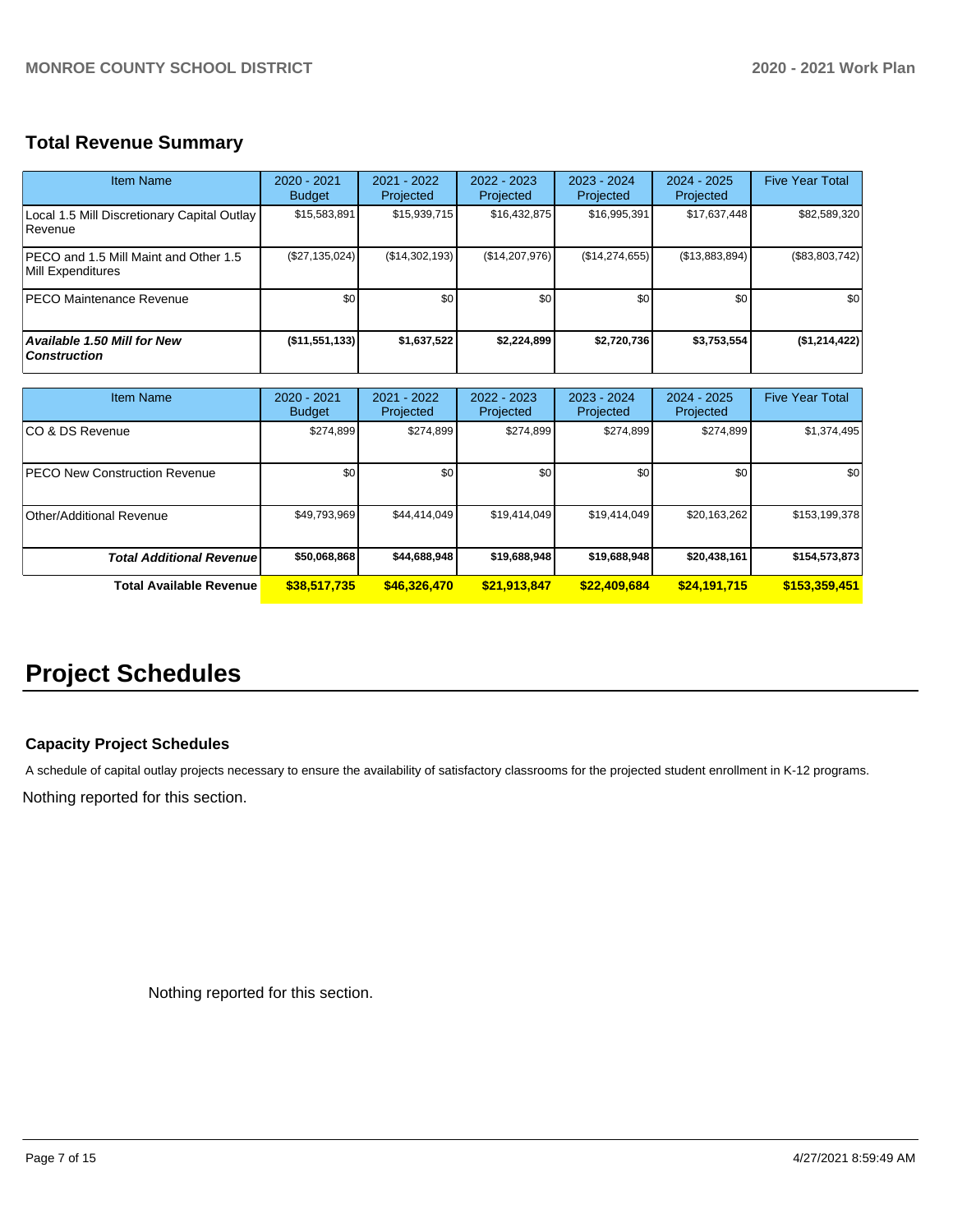## Total Revenue Summary

| Item Name | 2020 - 2021 Budget | 2021 - 2022 Projected | 2022 - 2023 Projected | 2023 - 2024 Projected | 2024 - 2025 Projected | Five Year Total |
|---|---|---|---|---|---|---|
| Local 1.5 Mill Discretionary Capital Outlay Revenue | $15,583,891 | $15,939,715 | $16,432,875 | $16,995,391 | $17,637,448 | $82,589,320 |
| PECO and 1.5 Mill Maint and Other 1.5 Mill Expenditures | ($27,135,024) | ($14,302,193) | ($14,207,976) | ($14,274,655) | ($13,883,894) | ($83,803,742) |
| PECO Maintenance Revenue | $0 | $0 | $0 | $0 | $0 | $0 |
| ***Available 1.50 Mill for New Construction*** | **($11,551,133)** | **$1,637,522** | **$2,224,899** | **$2,720,736** | **$3,753,554** | **($1,214,422)** |

| Item Name | 2020 - 2021 Budget | 2021 - 2022 Projected | 2022 - 2023 Projected | 2023 - 2024 Projected | 2024 - 2025 Projected | Five Year Total |
|---|---|---|---|---|---|---|
| CO & DS Revenue | $274,899 | $274,899 | $274,899 | $274,899 | $274,899 | $1,374,495 |
| PECO New Construction Revenue | $0 | $0 | $0 | $0 | $0 | $0 |
| Other/Additional Revenue | $49,793,969 | $44,414,049 | $19,414,049 | $19,414,049 | $20,163,262 | $153,199,378 |
| ***Total Additional Revenue*** | **$50,068,868** | **$44,688,948** | **$19,688,948** | **$19,688,948** | **$20,438,161** | **$154,573,873** |
| **Total Available Revenue** | **$38,517,735** | **$46,326,470** | **$21,913,847** | **$22,409,684** | **$24,191,715** | **$153,359,451** |

# Project Schedules

### Capacity Project Schedules

A schedule of capital outlay projects necessary to ensure the availability of satisfactory classrooms for the projected student enrollment in K-12 programs.

Nothing reported for this section.

Nothing reported for this section.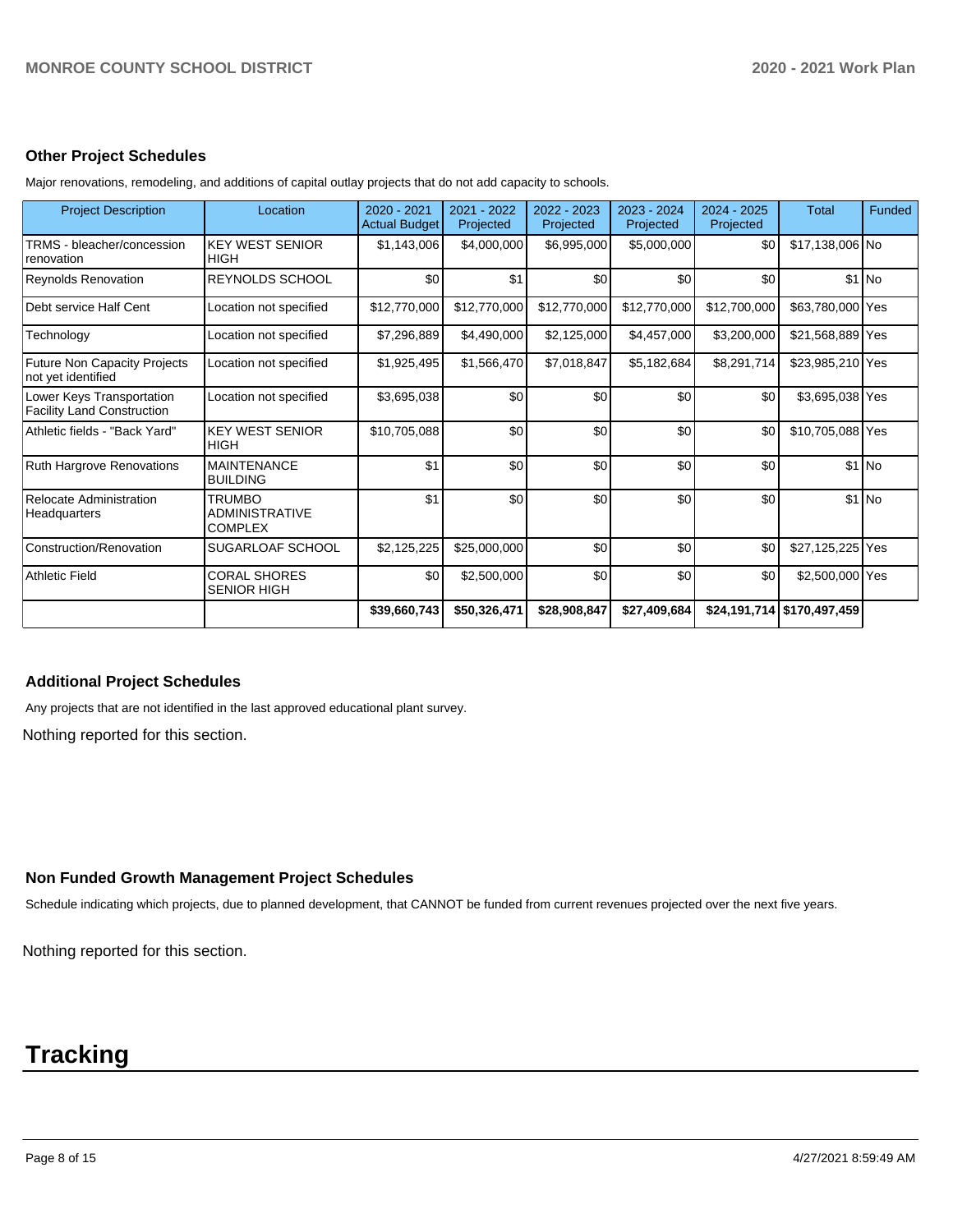### Other Project Schedules

Major renovations, remodeling, and additions of capital outlay projects that do not add capacity to schools.

| Project Description | Location | 2020 - 2021 Actual Budget | 2021 - 2022 Projected | 2022 - 2023 Projected | 2023 - 2024 Projected | 2024 - 2025 Projected | Total | Funded |
|---|---|---|---|---|---|---|---|---|
| TRMS - bleacher/concession renovation | KEY WEST SENIOR HIGH | $1,143,006 | $4,000,000 | $6,995,000 | $5,000,000 | $0 | $17,138,006 | No |
| Reynolds Renovation | REYNOLDS SCHOOL | $0 | $1 | $0 | $0 | $0 | $1 | No |
| Debt service Half Cent | Location not specified | $12,770,000 | $12,770,000 | $12,770,000 | $12,770,000 | $12,700,000 | $63,780,000 | Yes |
| Technology | Location not specified | $7,296,889 | $4,490,000 | $2,125,000 | $4,457,000 | $3,200,000 | $21,568,889 | Yes |
| Future Non Capacity Projects not yet identified | Location not specified | $1,925,495 | $1,566,470 | $7,018,847 | $5,182,684 | $8,291,714 | $23,985,210 | Yes |
| Lower Keys Transportation Facility Land Construction | Location not specified | $3,695,038 | $0 | $0 | $0 | $0 | $3,695,038 | Yes |
| Athletic fields - "Back Yard" | KEY WEST SENIOR HIGH | $10,705,088 | $0 | $0 | $0 | $0 | $10,705,088 | Yes |
| Ruth Hargrove Renovations | MAINTENANCE BUILDING | $1 | $0 | $0 | $0 | $0 | $1 | No |
| Relocate Administration Headquarters | TRUMBO ADMINISTRATIVE COMPLEX | $1 | $0 | $0 | $0 | $0 | $1 | No |
| Construction/Renovation | SUGARLOAF SCHOOL | $2,125,225 | $25,000,000 | $0 | $0 | $0 | $27,125,225 | Yes |
| Athletic Field | CORAL SHORES SENIOR HIGH | $0 | $2,500,000 | $0 | $0 | $0 | $2,500,000 | Yes |
| | | **$39,660,743** | **$50,326,471** | **$28,908,847** | **$27,409,684** | **$24,191,714** | **$170,497,459** | |

### Additional Project Schedules

Any projects that are not identified in the last approved educational plant survey.

Nothing reported for this section.

### Non Funded Growth Management Project Schedules

Schedule indicating which projects, due to planned development, that CANNOT be funded from current revenues projected over the next five years.

Nothing reported for this section.

# Tracking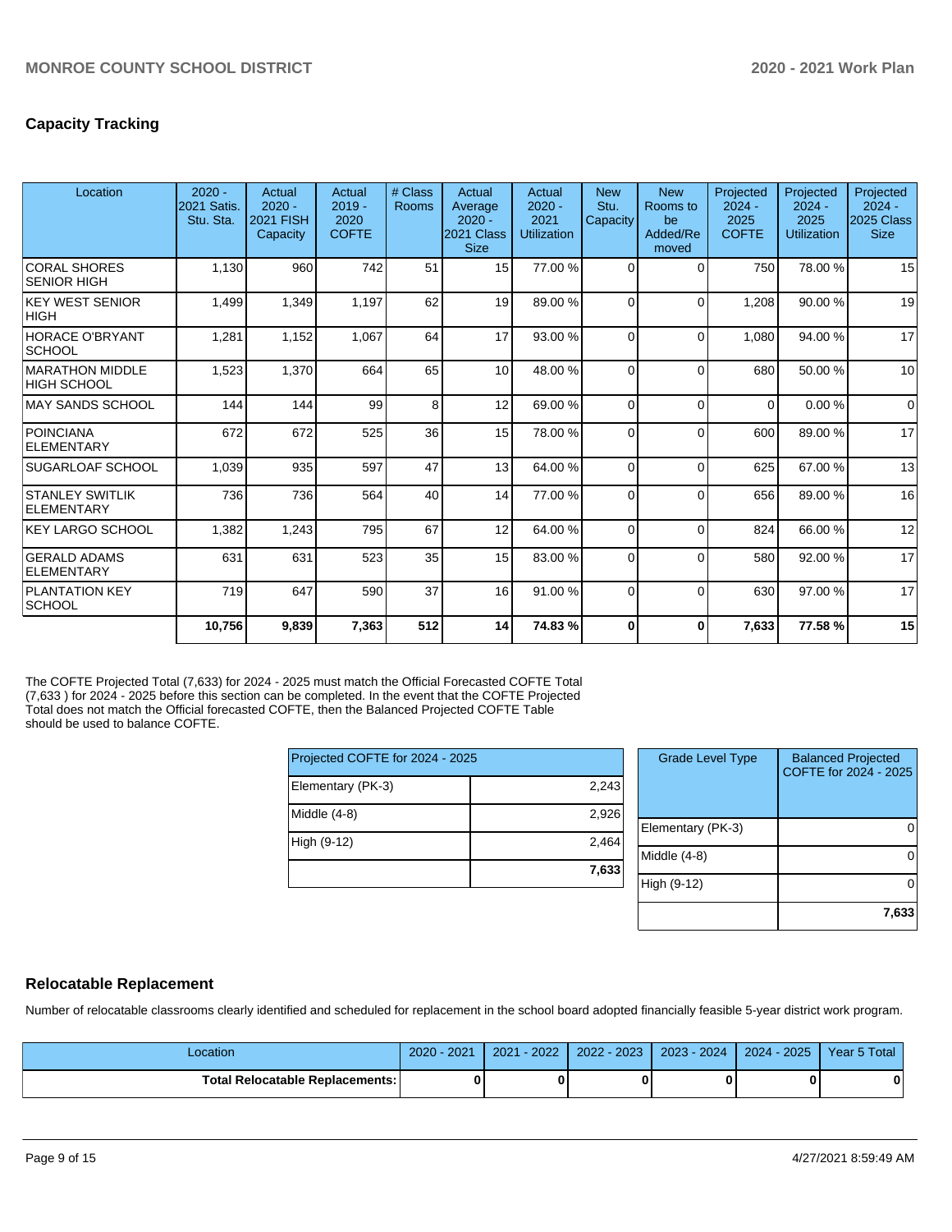## Capacity Tracking

| Location | 2020 - 2021 Satis. Stu. Sta. | Actual 2020 - 2021 FISH Capacity | Actual 2019 - 2020 COFTE | # Class Rooms | Actual Average 2020 - 2021 Class Size | Actual 2020 - 2021 Utilization | New Stu. Capacity | New Rooms to be Added/Re moved | Projected 2024 - 2025 COFTE | Projected 2024 - 2025 Utilization | Projected 2024 - 2025 Class Size |
|---|---|---|---|---|---|---|---|---|---|---|---|
| CORAL SHORES SENIOR HIGH | 1,130 | 960 | 742 | 51 | 15 | 77.00 % | 0 | 0 | 750 | 78.00 % | 15 |
| KEY WEST SENIOR HIGH | 1,499 | 1,349 | 1,197 | 62 | 19 | 89.00 % | 0 | 0 | 1,208 | 90.00 % | 19 |
| HORACE O'BRYANT SCHOOL | 1,281 | 1,152 | 1,067 | 64 | 17 | 93.00 % | 0 | 0 | 1,080 | 94.00 % | 17 |
| MARATHON MIDDLE HIGH SCHOOL | 1,523 | 1,370 | 664 | 65 | 10 | 48.00 % | 0 | 0 | 680 | 50.00 % | 10 |
| MAY SANDS SCHOOL | 144 | 144 | 99 | 8 | 12 | 69.00 % | 0 | 0 | 0 | 0.00 % | 0 |
| POINCIANA ELEMENTARY | 672 | 672 | 525 | 36 | 15 | 78.00 % | 0 | 0 | 600 | 89.00 % | 17 |
| SUGARLOAF SCHOOL | 1,039 | 935 | 597 | 47 | 13 | 64.00 % | 0 | 0 | 625 | 67.00 % | 13 |
| STANLEY SWITLIK ELEMENTARY | 736 | 736 | 564 | 40 | 14 | 77.00 % | 0 | 0 | 656 | 89.00 % | 16 |
| KEY LARGO SCHOOL | 1,382 | 1,243 | 795 | 67 | 12 | 64.00 % | 0 | 0 | 824 | 66.00 % | 12 |
| GERALD ADAMS ELEMENTARY | 631 | 631 | 523 | 35 | 15 | 83.00 % | 0 | 0 | 580 | 92.00 % | 17 |
| PLANTATION KEY SCHOOL | 719 | 647 | 590 | 37 | 16 | 91.00 % | 0 | 0 | 630 | 97.00 % | 17 |
| | **10,756** | **9,839** | **7,363** | **512** | **14** | **74.83 %** | **0** | **0** | **7,633** | **77.58 %** | **15** |

The COFTE Projected Total (7,633) for 2024 - 2025 must match the Official Forecasted COFTE Total (7,633 ) for 2024 - 2025 before this section can be completed. In the event that the COFTE Projected Total does not match the Official forecasted COFTE, then the Balanced Projected COFTE Table should be used to balance COFTE.

| Projected COFTE for 2024 - 2025 | |
|---|---|
| Elementary (PK-3) | 2,243 |
| Middle (4-8) | 2,926 |
| High (9-12) | 2,464 |
| | **7,633** |

| Grade Level Type | Balanced Projected COFTE for 2024 - 2025 |
|---|---|
| Elementary (PK-3) | 0 |
| Middle (4-8) | 0 |
| High (9-12) | 0 |
| | **7,633** |

## Relocatable Replacement

Number of relocatable classrooms clearly identified and scheduled for replacement in the school board adopted financially feasible 5-year district work program.

| Location | 2020 - 2021 | 2021 - 2022 | 2022 - 2023 | 2023 - 2024 | 2024 - 2025 | Year 5 Total |
|---|---|---|---|---|---|---|
| **Total Relocatable Replacements:** | **0** | **0** | **0** | **0** | **0** | **0** |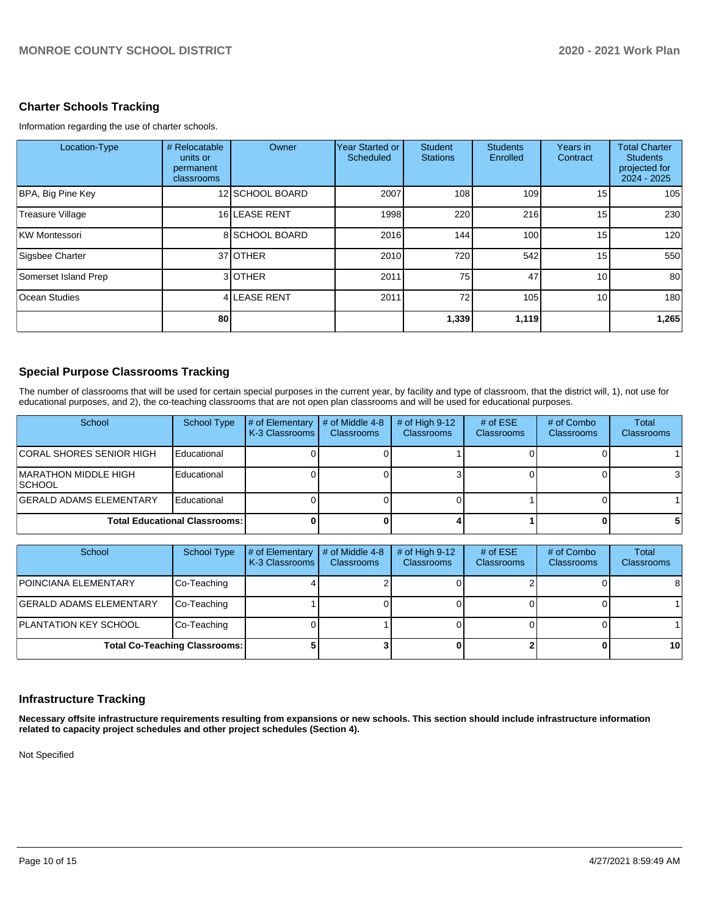## Charter Schools Tracking

Information regarding the use of charter schools.

| Location-Type | # Relocatable units or permanent classrooms | Owner | Year Started or Scheduled | Student Stations | Students Enrolled | Years in Contract | Total Charter Students projected for 2024 - 2025 |
|---|---|---|---|---|---|---|---|
| BPA, Big Pine Key | 12 | SCHOOL BOARD | 2007 | 108 | 109 | 15 | 105 |
| Treasure Village | 16 | LEASE RENT | 1998 | 220 | 216 | 15 | 230 |
| KW Montessori | 8 | SCHOOL BOARD | 2016 | 144 | 100 | 15 | 120 |
| Sigsbee Charter | 37 | OTHER | 2010 | 720 | 542 | 15 | 550 |
| Somerset Island Prep | 3 | OTHER | 2011 | 75 | 47 | 10 | 80 |
| Ocean Studies | 4 | LEASE RENT | 2011 | 72 | 105 | 10 | 180 |
| | **80** | | | **1,339** | **1,119** | | **1,265** |

## Special Purpose Classrooms Tracking

The number of classrooms that will be used for certain special purposes in the current year, by facility and type of classroom, that the district will, 1), not use for educational purposes, and 2), the co-teaching classrooms that are not open plan classrooms and will be used for educational purposes.

| School | School Type | # of Elementary K-3 Classrooms | # of Middle 4-8 Classrooms | # of High 9-12 Classrooms | # of ESE Classrooms | # of Combo Classrooms | Total Classrooms |
|---|---|---|---|---|---|---|---|
| CORAL SHORES SENIOR HIGH | Educational | 0 | 0 | 1 | 0 | 0 | 1 |
| MARATHON MIDDLE HIGH SCHOOL | Educational | 0 | 0 | 3 | 0 | 0 | 3 |
| GERALD ADAMS ELEMENTARY | Educational | 0 | 0 | 0 | 1 | 0 | 1 |
| **Total Educational Classrooms:** | | **0** | **0** | **4** | **1** | **0** | **5** |

| School | School Type | # of Elementary K-3 Classrooms | # of Middle 4-8 Classrooms | # of High 9-12 Classrooms | # of ESE Classrooms | # of Combo Classrooms | Total Classrooms |
|---|---|---|---|---|---|---|---|
| POINCIANA ELEMENTARY | Co-Teaching | 4 | 2 | 0 | 2 | 0 | 8 |
| GERALD ADAMS ELEMENTARY | Co-Teaching | 1 | 0 | 0 | 0 | 0 | 1 |
| PLANTATION KEY SCHOOL | Co-Teaching | 0 | 1 | 0 | 0 | 0 | 1 |
| **Total Co-Teaching Classrooms:** | | **5** | **3** | **0** | **2** | **0** | **10** |

## Infrastructure Tracking

**Necessary offsite infrastructure requirements resulting from expansions or new schools. This section should include infrastructure information related to capacity project schedules and other project schedules (Section 4).**

Not Specified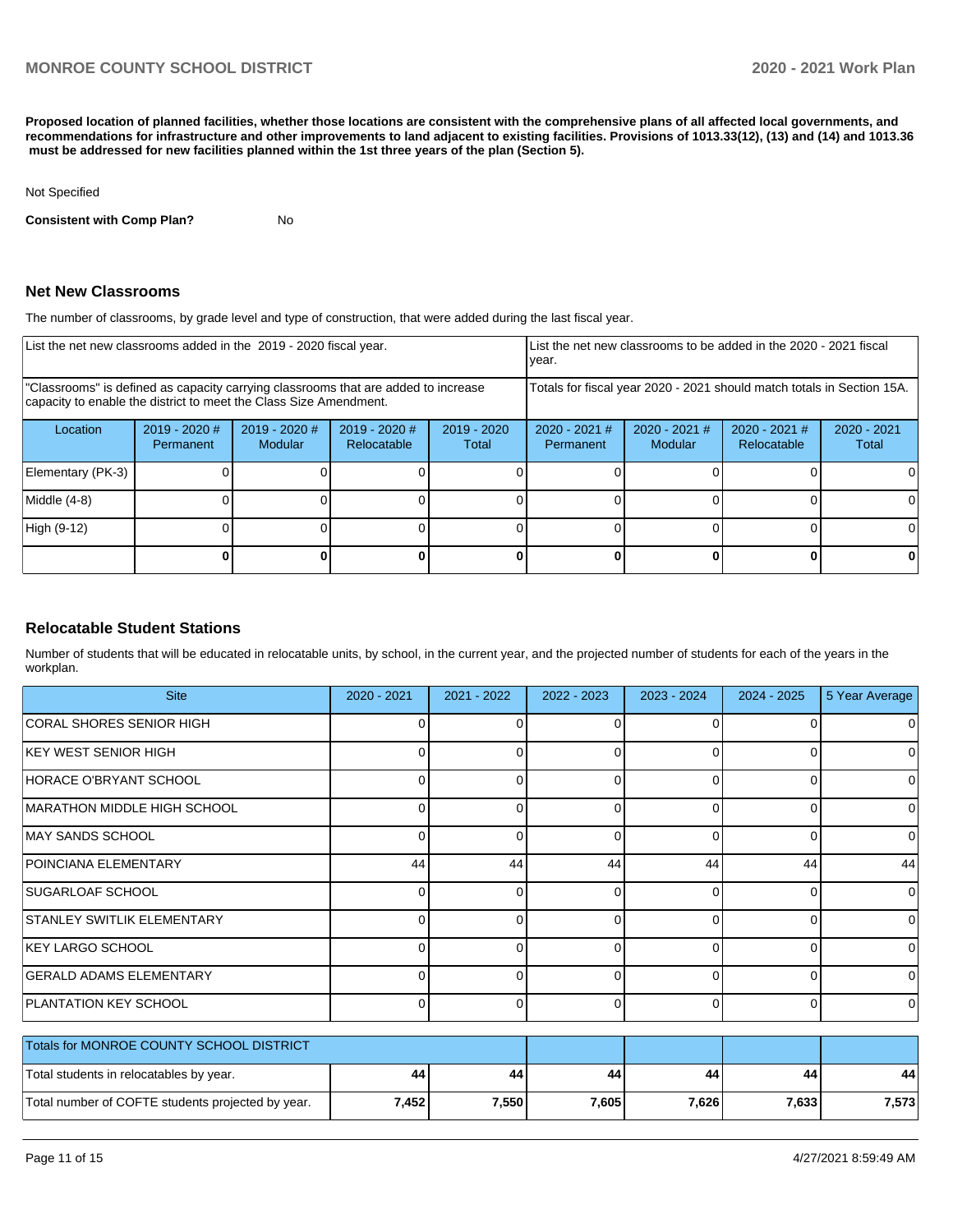**Proposed location of planned facilities, whether those locations are consistent with the comprehensive plans of all affected local governments, and recommendations for infrastructure and other improvements to land adjacent to existing facilities. Provisions of 1013.33(12), (13) and (14) and 1013.36 must be addressed for new facilities planned within the 1st three years of the plan (Section 5).**

Not Specified

**Consistent with Comp Plan?** No

## Net New Classrooms

The number of classrooms, by grade level and type of construction, that were added during the last fiscal year.

| List the net new classrooms added in the 2019 - 2020 fiscal year. | | | | | List the net new classrooms to be added in the 2020 - 2021 fiscal year. | | | |
|---|---|---|---|---|---|---|---|---|
| "Classrooms" is defined as capacity carrying classrooms that are added to increase capacity to enable the district to meet the Class Size Amendment. | | | | | Totals for fiscal year 2020 - 2021 should match totals in Section 15A. | | | |
| Location | 2019 - 2020 # Permanent | 2019 - 2020 # Modular | 2019 - 2020 # Relocatable | 2019 - 2020 Total | 2020 - 2021 # Permanent | 2020 - 2021 # Modular | 2020 - 2021 # Relocatable | 2020 - 2021 Total |
| Elementary (PK-3) | 0 | 0 | 0 | 0 | 0 | 0 | 0 | 0 |
| Middle (4-8) | 0 | 0 | 0 | 0 | 0 | 0 | 0 | 0 |
| High (9-12) | 0 | 0 | 0 | 0 | 0 | 0 | 0 | 0 |
| | **0** | **0** | **0** | **0** | **0** | **0** | **0** | **0** |

## Relocatable Student Stations

Number of students that will be educated in relocatable units, by school, in the current year, and the projected number of students for each of the years in the workplan.

| Site | 2020 - 2021 | 2021 - 2022 | 2022 - 2023 | 2023 - 2024 | 2024 - 2025 | 5 Year Average |
|---|---|---|---|---|---|---|
| CORAL SHORES SENIOR HIGH | 0 | 0 | 0 | 0 | 0 | 0 |
| KEY WEST SENIOR HIGH | 0 | 0 | 0 | 0 | 0 | 0 |
| HORACE O'BRYANT SCHOOL | 0 | 0 | 0 | 0 | 0 | 0 |
| MARATHON MIDDLE HIGH SCHOOL | 0 | 0 | 0 | 0 | 0 | 0 |
| MAY SANDS SCHOOL | 0 | 0 | 0 | 0 | 0 | 0 |
| POINCIANA ELEMENTARY | 44 | 44 | 44 | 44 | 44 | 44 |
| SUGARLOAF SCHOOL | 0 | 0 | 0 | 0 | 0 | 0 |
| STANLEY SWITLIK ELEMENTARY | 0 | 0 | 0 | 0 | 0 | 0 |
| KEY LARGO SCHOOL | 0 | 0 | 0 | 0 | 0 | 0 |
| GERALD ADAMS ELEMENTARY | 0 | 0 | 0 | 0 | 0 | 0 |
| PLANTATION KEY SCHOOL | 0 | 0 | 0 | 0 | 0 | 0 |

| Totals for MONROE COUNTY SCHOOL DISTRICT | | | | | | |
|---|---|---|---|---|---|---|
| Total students in relocatables by year. | **44** | **44** | **44** | **44** | **44** | **44** |
| Total number of COFTE students projected by year. | **7,452** | **7,550** | **7,605** | **7,626** | **7,633** | **7,573** |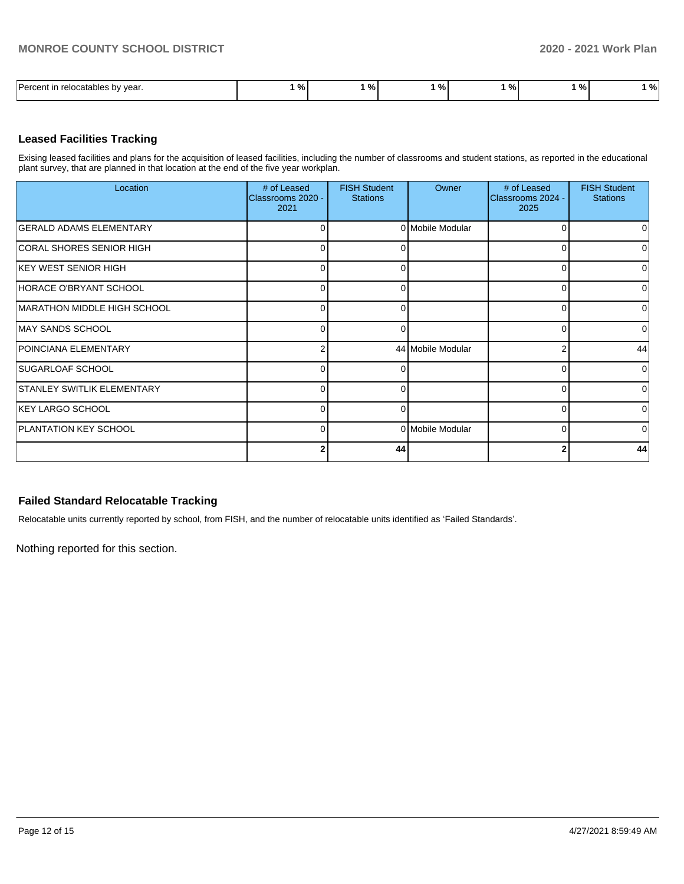| Percent in relocatables by year. | 1 % | 1 % | 1 % | 1 % | 1 % | 1 % |
|---|---|---|---|---|---|---|

## Leased Facilities Tracking

Exising leased facilities and plans for the acquisition of leased facilities, including the number of classrooms and student stations, as reported in the educational plant survey, that are planned in that location at the end of the five year workplan.

| Location | # of Leased Classrooms 2020 - 2021 | FISH Student Stations | Owner | # of Leased Classrooms 2024 - 2025 | FISH Student Stations |
|---|---|---|---|---|---|
| GERALD ADAMS ELEMENTARY | 0 | 0 | Mobile Modular | 0 | 0 |
| CORAL SHORES SENIOR HIGH | 0 | 0 | | 0 | 0 |
| KEY WEST SENIOR HIGH | 0 | 0 | | 0 | 0 |
| HORACE O'BRYANT SCHOOL | 0 | 0 | | 0 | 0 |
| MARATHON MIDDLE HIGH SCHOOL | 0 | 0 | | 0 | 0 |
| MAY SANDS SCHOOL | 0 | 0 | | 0 | 0 |
| POINCIANA ELEMENTARY | 2 | 44 | Mobile Modular | 2 | 44 |
| SUGARLOAF SCHOOL | 0 | 0 | | 0 | 0 |
| STANLEY SWITLIK ELEMENTARY | 0 | 0 | | 0 | 0 |
| KEY LARGO SCHOOL | 0 | 0 | | 0 | 0 |
| PLANTATION KEY SCHOOL | 0 | 0 | Mobile Modular | 0 | 0 |
| | **2** | **44** | | **2** | **44** |

## Failed Standard Relocatable Tracking

Relocatable units currently reported by school, from FISH, and the number of relocatable units identified as 'Failed Standards'.

Nothing reported for this section.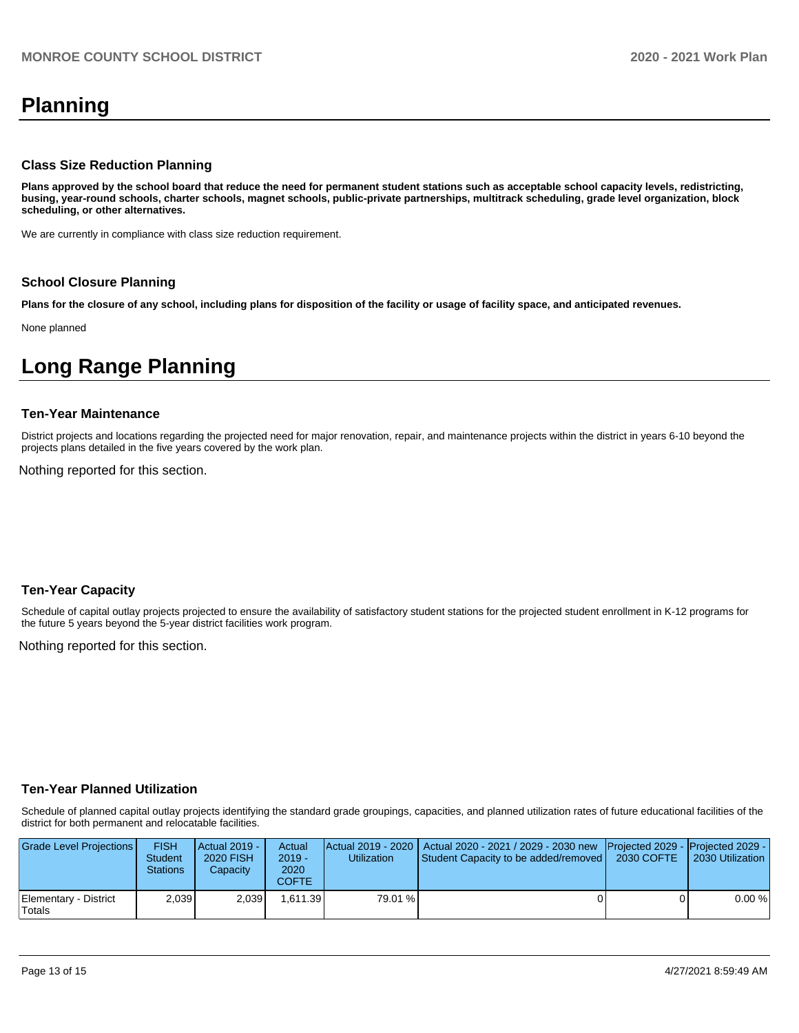# Planning

### Class Size Reduction Planning

**Plans approved by the school board that reduce the need for permanent student stations such as acceptable school capacity levels, redistricting, busing, year-round schools, charter schools, magnet schools, public-private partnerships, multitrack scheduling, grade level organization, block scheduling, or other alternatives.**

We are currently in compliance with class size reduction requirement.

### School Closure Planning

**Plans for the closure of any school, including plans for disposition of the facility or usage of facility space, and anticipated revenues.**

None planned

# Long Range Planning

### Ten-Year Maintenance

District projects and locations regarding the projected need for major renovation, repair, and maintenance projects within the district in years 6-10 beyond the projects plans detailed in the five years covered by the work plan.

Nothing reported for this section.

### Ten-Year Capacity

Schedule of capital outlay projects projected to ensure the availability of satisfactory student stations for the projected student enrollment in K-12 programs for the future 5 years beyond the 5-year district facilities work program.

Nothing reported for this section.

### Ten-Year Planned Utilization

Schedule of planned capital outlay projects identifying the standard grade groupings, capacities, and planned utilization rates of future educational facilities of the district for both permanent and relocatable facilities.

| Grade Level Projections | FISH Student Stations | Actual 2019 - 2020 FISH Capacity | Actual 2019 - 2020 COFTE | Actual 2019 - 2020 Utilization | Actual 2020 - 2021 / 2029 - 2030 new Student Capacity to be added/removed | Projected 2029 - 2030 COFTE | Projected 2029 - 2030 Utilization |
|---|---|---|---|---|---|---|---|
| Elementary - District Totals | 2,039 | 2,039 | 1,611.39 | 79.01 % | 0 | 0 | 0.00 % |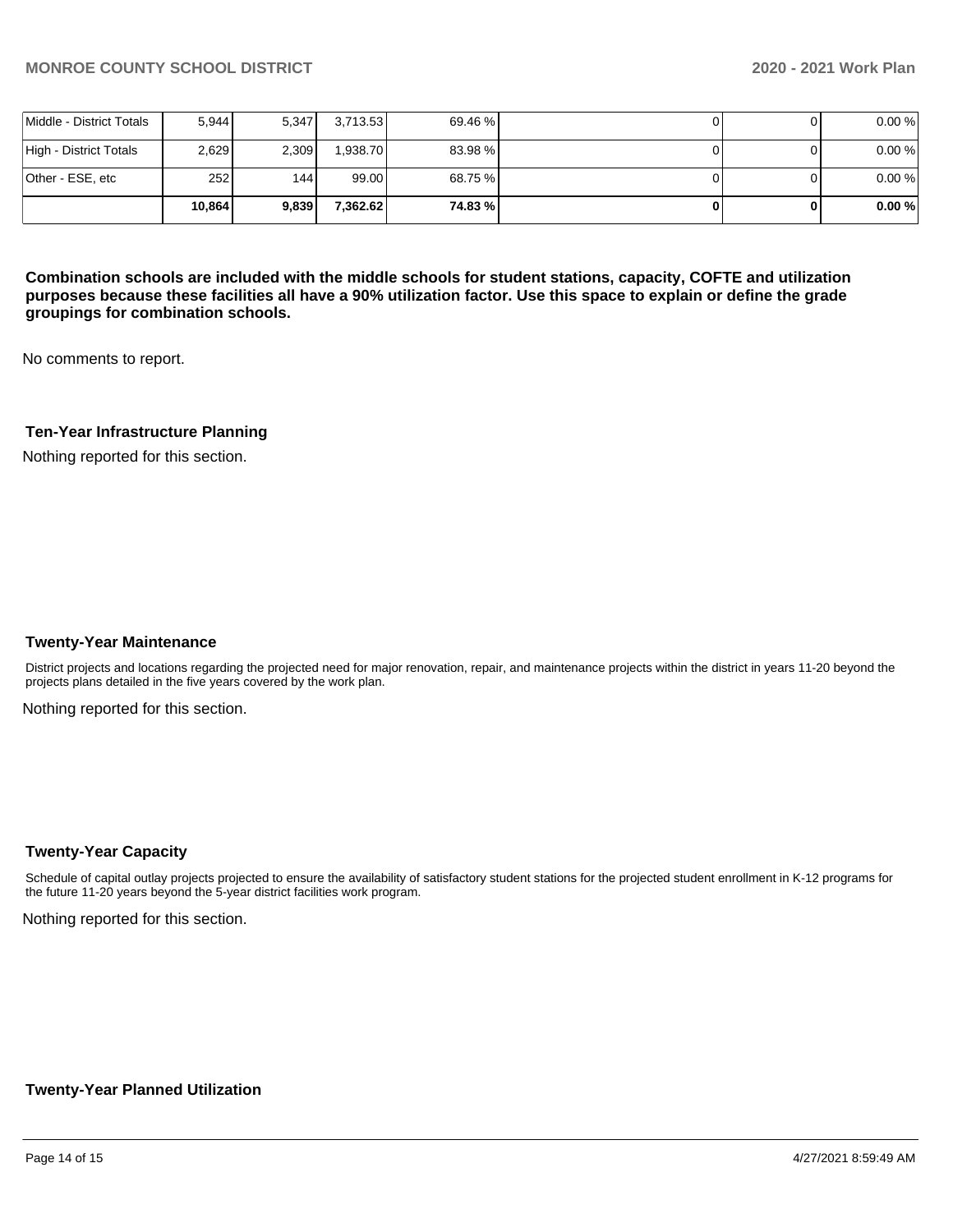| | | | | | | | |
|---|---|---|---|---|---|---|---|
| Middle - District Totals | 5,944 | 5,347 | 3,713.53 | 69.46 % | 0 | 0 | 0.00 % |
| High - District Totals | 2,629 | 2,309 | 1,938.70 | 83.98 % | 0 | 0 | 0.00 % |
| Other - ESE, etc | 252 | 144 | 99.00 | 68.75 % | 0 | 0 | 0.00 % |
| | **10,864** | **9,839** | **7,362.62** | **74.83 %** | **0** | **0** | **0.00 %** |

**Combination schools are included with the middle schools for student stations, capacity, COFTE and utilization purposes because these facilities all have a 90% utilization factor. Use this space to explain or define the grade groupings for combination schools.**

No comments to report.

### Ten-Year Infrastructure Planning

Nothing reported for this section.

### Twenty-Year Maintenance

District projects and locations regarding the projected need for major renovation, repair, and maintenance projects within the district in years 11-20 beyond the projects plans detailed in the five years covered by the work plan.

Nothing reported for this section.

### Twenty-Year Capacity

Schedule of capital outlay projects projected to ensure the availability of satisfactory student stations for the projected student enrollment in K-12 programs for the future 11-20 years beyond the 5-year district facilities work program.

Nothing reported for this section.

### Twenty-Year Planned Utilization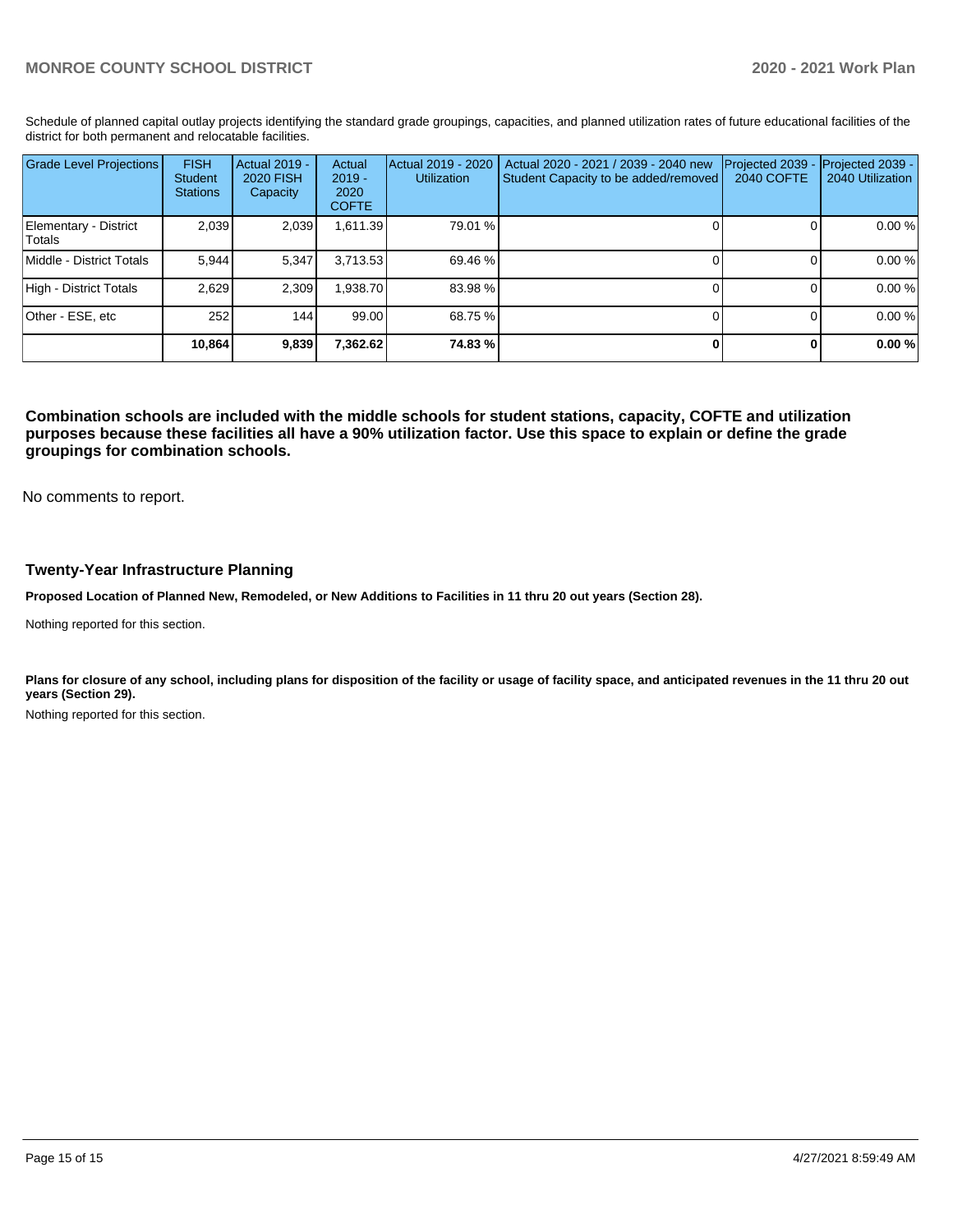Schedule of planned capital outlay projects identifying the standard grade groupings, capacities, and planned utilization rates of future educational facilities of the district for both permanent and relocatable facilities.

| Grade Level Projections | FISH Student Stations | Actual 2019 - 2020 FISH Capacity | Actual 2019 - 2020 COFTE | Actual 2019 - 2020 Utilization | Actual 2020 - 2021 / 2039 - 2040 new Student Capacity to be added/removed | Projected 2039 - 2040 COFTE | Projected 2039 - 2040 Utilization |
|---|---|---|---|---|---|---|---|
| Elementary - District Totals | 2,039 | 2,039 | 1,611.39 | 79.01 % | 0 | 0 | 0.00 % |
| Middle - District Totals | 5,944 | 5,347 | 3,713.53 | 69.46 % | 0 | 0 | 0.00 % |
| High - District Totals | 2,629 | 2,309 | 1,938.70 | 83.98 % | 0 | 0 | 0.00 % |
| Other - ESE, etc | 252 | 144 | 99.00 | 68.75 % | 0 | 0 | 0.00 % |
| | **10,864** | **9,839** | **7,362.62** | **74.83 %** | **0** | **0** | **0.00 %** |

**Combination schools are included with the middle schools for student stations, capacity, COFTE and utilization purposes because these facilities all have a 90% utilization factor. Use this space to explain or define the grade groupings for combination schools.**

No comments to report.

## Twenty-Year Infrastructure Planning

**Proposed Location of Planned New, Remodeled, or New Additions to Facilities in 11 thru 20 out years (Section 28).**

Nothing reported for this section.

**Plans for closure of any school, including plans for disposition of the facility or usage of facility space, and anticipated revenues in the 11 thru 20 out years (Section 29).**

Nothing reported for this section.